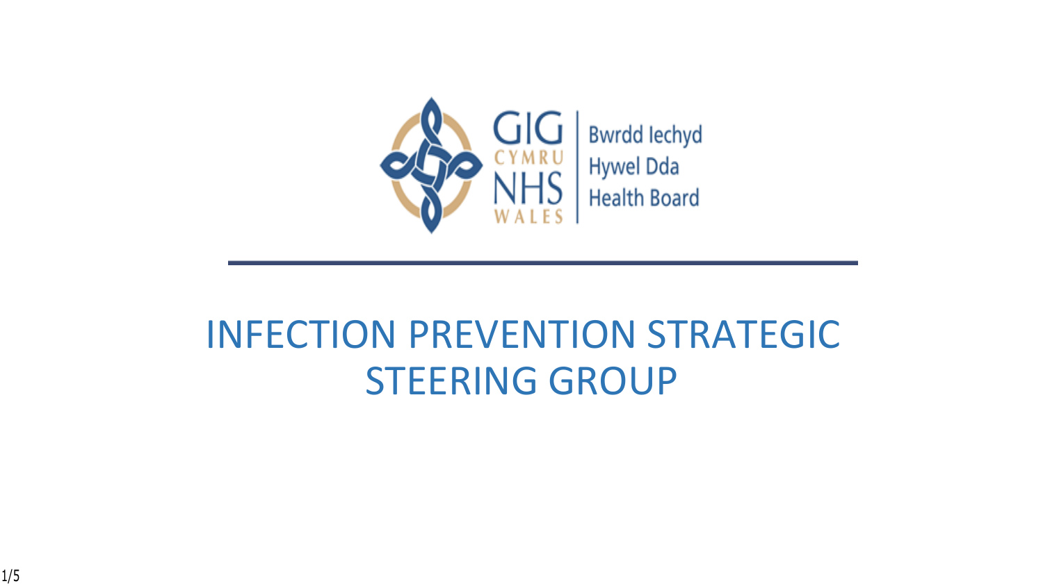GIG CYMRU NHS WALES | Bwrdd Iechyd Hywel Dda Health Board

# INFECTION PREVENTION STRATEGIC STEERING GROUP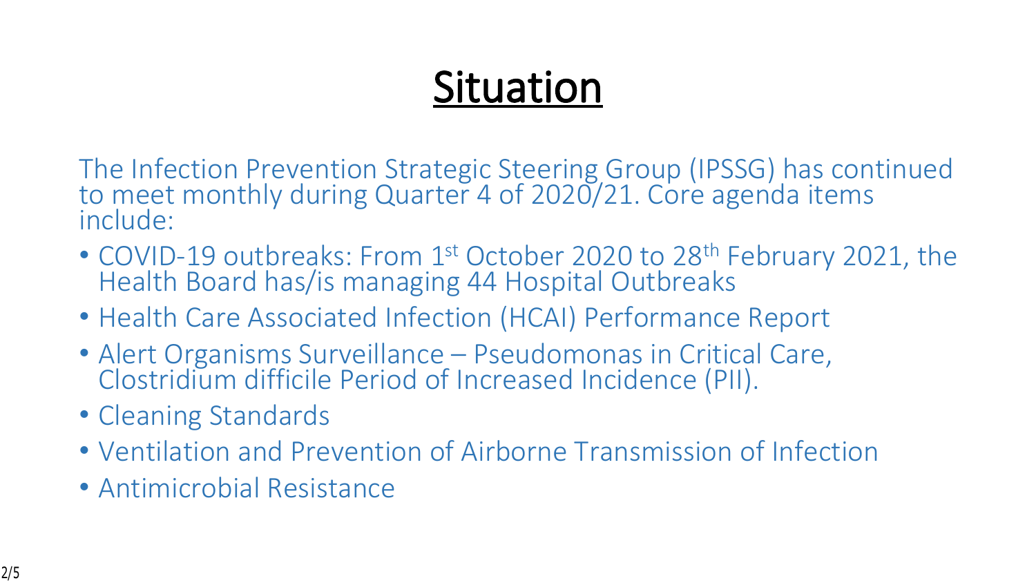# Situation

The Infection Prevention Strategic Steering Group (IPSSG) has continued to meet monthly during Quarter 4 of 2020/21. Core agenda items include:

- COVID-19 outbreaks: From 1$^{st}$ October 2020 to 28$^{th}$ February 2021, the Health Board has/is managing 44 Hospital Outbreaks
- Health Care Associated Infection (HCAI) Performance Report
- Alert Organisms Surveillance – Pseudomonas in Critical Care, Clostridium difficile Period of Increased Incidence (PII).
- Cleaning Standards
- Ventilation and Prevention of Airborne Transmission of Infection
- Antimicrobial Resistance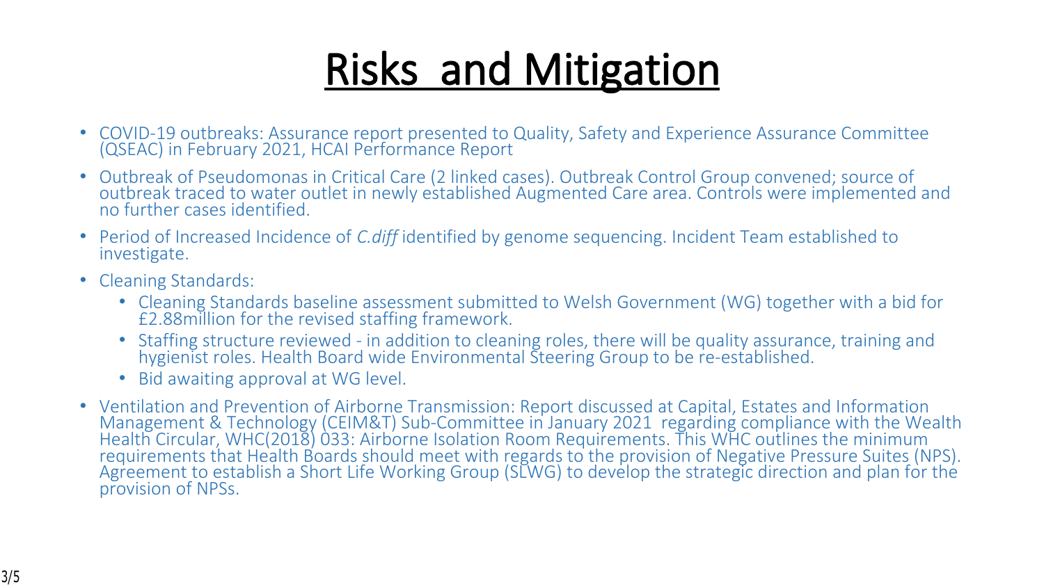# Risks and Mitigation

- COVID-19 outbreaks: Assurance report presented to Quality, Safety and Experience Assurance Committee (QSEAC) in February 2021, HCAI Performance Report
- Outbreak of Pseudomonas in Critical Care (2 linked cases). Outbreak Control Group convened; source of outbreak traced to water outlet in newly established Augmented Care area. Controls were implemented and no further cases identified.
- Period of Increased Incidence of *C.diff* identified by genome sequencing. Incident Team established to investigate.
- Cleaning Standards:
  - Cleaning Standards baseline assessment submitted to Welsh Government (WG) together with a bid for £2.88million for the revised staffing framework.
  - Staffing structure reviewed - in addition to cleaning roles, there will be quality assurance, training and hygienist roles. Health Board wide Environmental Steering Group to be re-established.
  - Bid awaiting approval at WG level.
- Ventilation and Prevention of Airborne Transmission: Report discussed at Capital, Estates and Information Management & Technology (CEIM&T) Sub-Committee in January 2021 regarding compliance with the Wealth Health Circular, WHC(2018) 033: Airborne Isolation Room Requirements. This WHC outlines the minimum requirements that Health Boards should meet with regards to the provision of Negative Pressure Suites (NPS). Agreement to establish a Short Life Working Group (SLWG) to develop the strategic direction and plan for the provision of NPSs.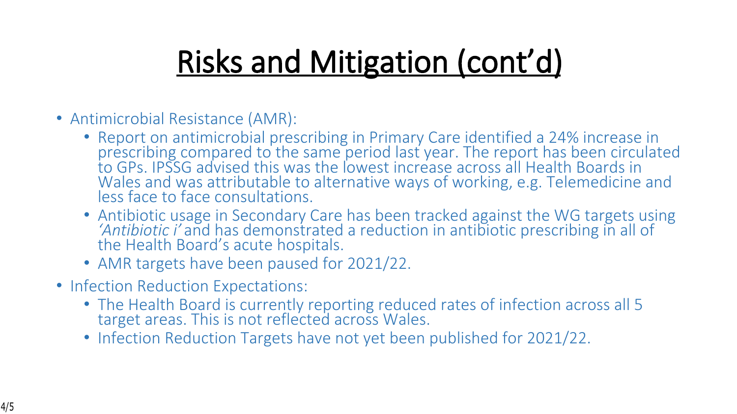# Risks and Mitigation (cont'd)

- Antimicrobial Resistance (AMR):
  - Report on antimicrobial prescribing in Primary Care identified a 24% increase in prescribing compared to the same period last year. The report has been circulated to GPs. IPSSG advised this was the lowest increase across all Health Boards in Wales and was attributable to alternative ways of working, e.g. Telemedicine and less face to face consultations.
  - Antibiotic usage in Secondary Care has been tracked against the WG targets using *'Antibiotic i'* and has demonstrated a reduction in antibiotic prescribing in all of the Health Board's acute hospitals.
  - AMR targets have been paused for 2021/22.
- Infection Reduction Expectations:
  - The Health Board is currently reporting reduced rates of infection across all 5 target areas. This is not reflected across Wales.
  - Infection Reduction Targets have not yet been published for 2021/22.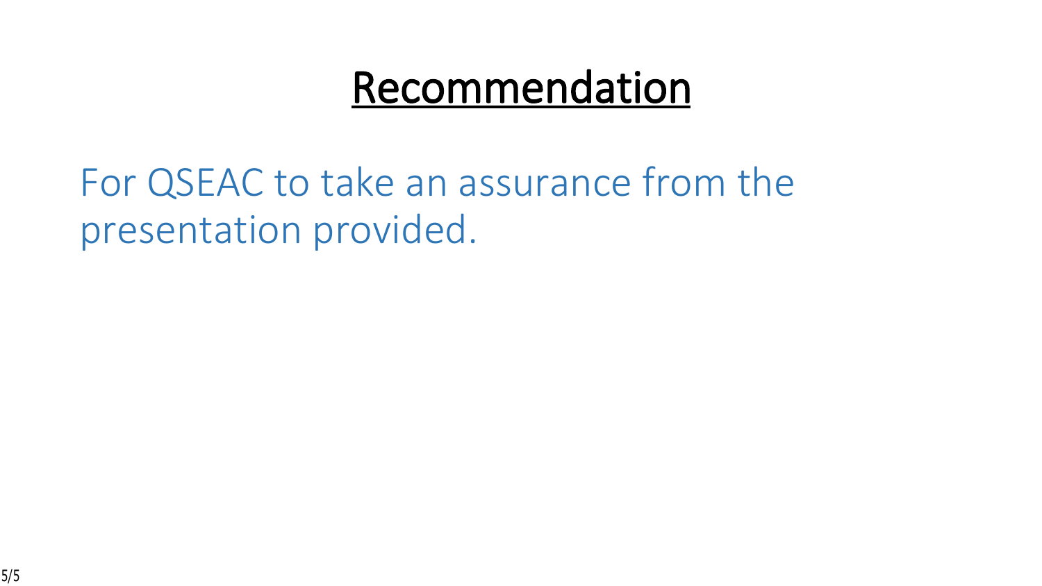# Recommendation

For QSEAC to take an assurance from the presentation provided.